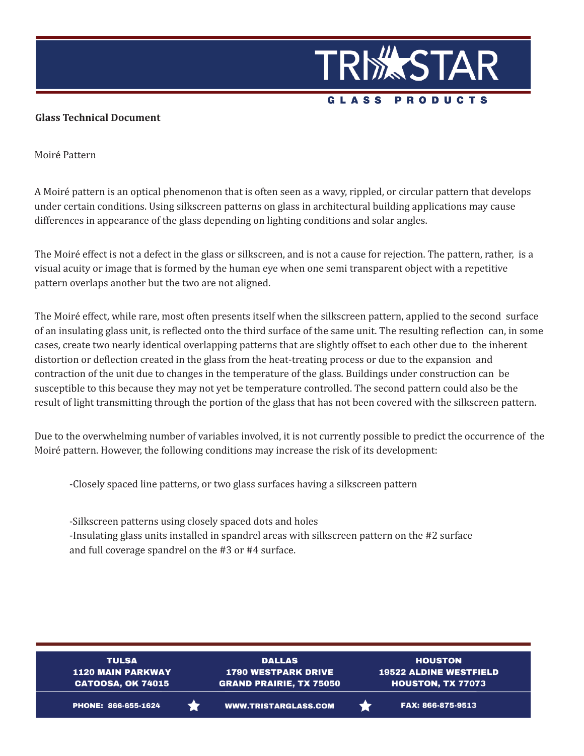**Glass Technical Document**

Moiré Pattern

A Moiré pattern is an optical phenomenon that is often seen as a wavy, rippled, or circular pattern that develops under certain conditions. Using silkscreen patterns on glass in architectural building applications may cause differences in appearance of the glass depending on lighting conditions and solar angles.

The Moiré effect is not a defect in the glass or silkscreen, and is not a cause for rejection. The pattern, rather, is a visual acuity or image that is formed by the human eye when one semi transparent object with a repetitive pattern overlaps another but the two are not aligned.

The Moiré effect, while rare, most often presents itself when the silkscreen pattern, applied to the second surface of an insulating glass unit, is reflected onto the third surface of the same unit. The resulting reflection can, in some cases, create two nearly identical overlapping patterns that are slightly offset to each other due to the inherent distortion or deflection created in the glass from the heat-treating process or due to the expansion and contraction of the unit due to changes in the temperature of the glass. Buildings under construction can be susceptible to this because they may not yet be temperature controlled. The second pattern could also be the result of light transmitting through the portion of the glass that has not been covered with the silkscreen pattern.

Due to the overwhelming number of variables involved, it is not currently possible to predict the occurrence of the Moiré pattern. However, the following conditions may increase the risk of its development:

- Closely spaced line patterns, or two glass surfaces having a silkscreen pattern
- Silkscreen patterns using closely spaced dots and holes
- Insulating glass units installed in spandrel areas with silkscreen pattern on the #2 surface and full coverage spandrel on the #3 or #4 surface.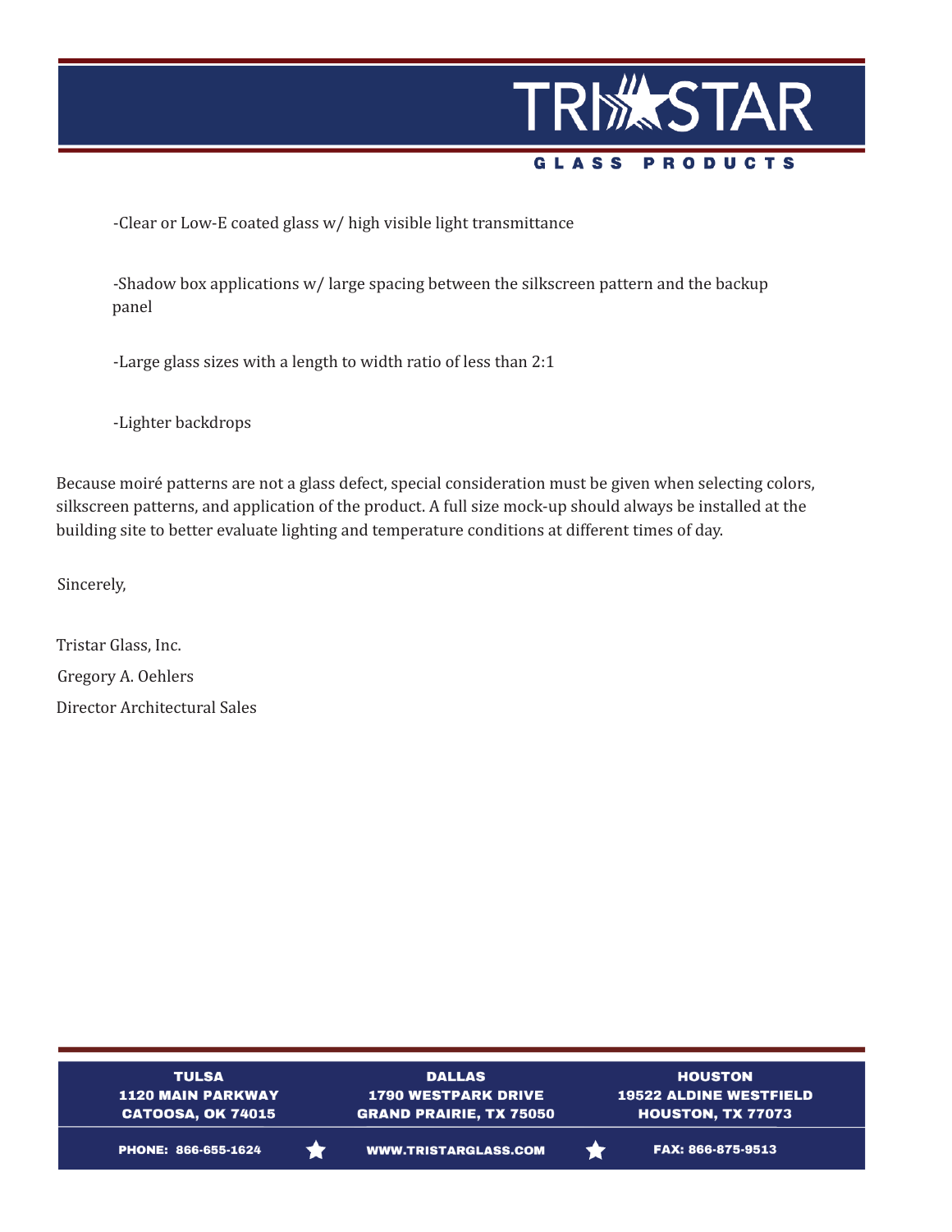-Clear or Low-E coated glass w/ high visible light transmittance

-Shadow box applications w/ large spacing between the silkscreen pattern and the backup panel

-Large glass sizes with a length to width ratio of less than 2:1

-Lighter backdrops

Because moiré patterns are not a glass defect, special consideration must be given when selecting colors, silkscreen patterns, and application of the product. A full size mock-up should always be installed at the building site to better evaluate lighting and temperature conditions at different times of day.

Sincerely,

Tristar Glass, Inc.

Gregory A. Oehlers

Director Architectural Sales